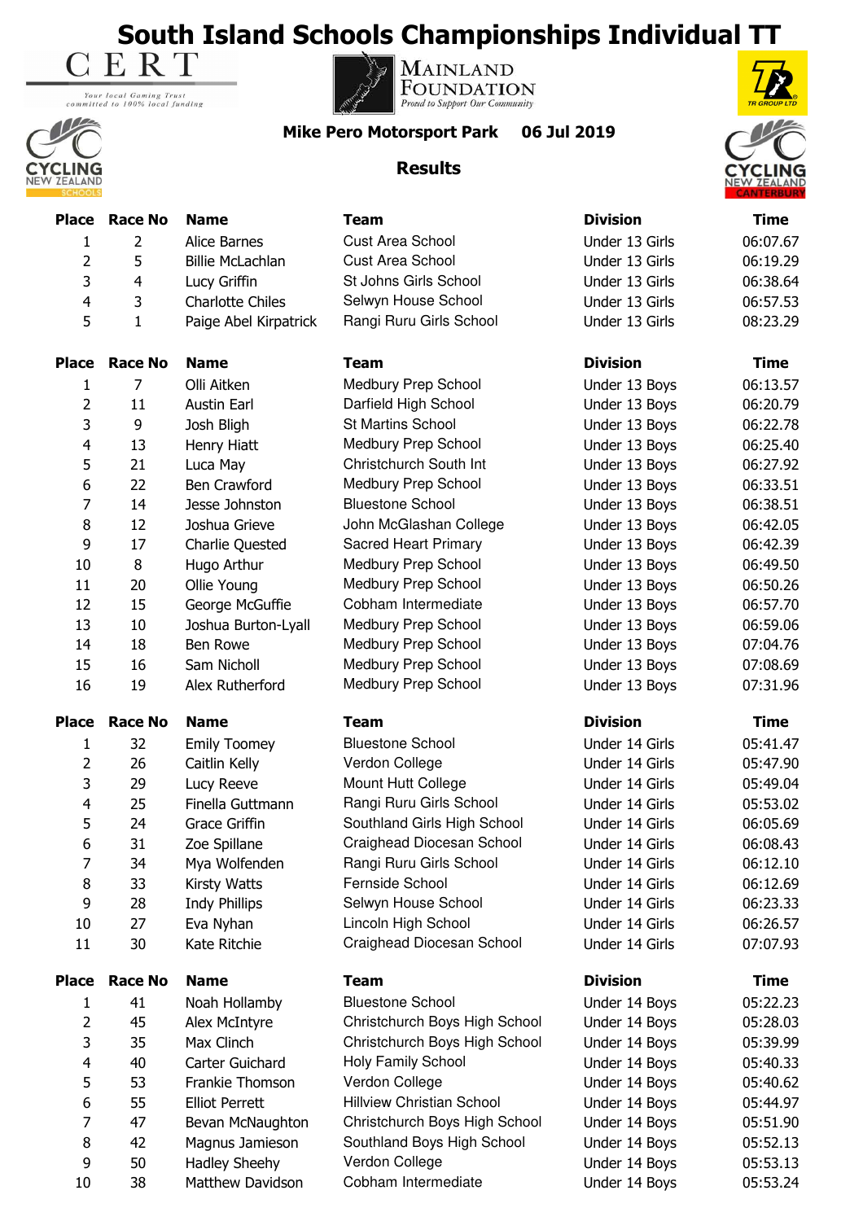# South Island Schools Championships Individual TT

CERT — Your local Gaming Trust committed to 100% local funding

Mainland Foundation — Proud to Support Our Community

TR Group Ltd

Cycling New Zealand Schools

Cycling New Zealand Canterbury

**Mike Pero Motorsport Park 06 Jul 2019**

## Results

| Place | Race No | Name | Team | Division | Time |
|---|---|---|---|---|---|
| 1 | 2 | Alice Barnes | Cust Area School | Under 13 Girls | 06:07.67 |
| 2 | 5 | Billie McLachlan | Cust Area School | Under 13 Girls | 06:19.29 |
| 3 | 4 | Lucy Griffin | St Johns Girls School | Under 13 Girls | 06:38.64 |
| 4 | 3 | Charlotte Chiles | Selwyn House School | Under 13 Girls | 06:57.53 |
| 5 | 1 | Paige Abel Kirpatrick | Rangi Ruru Girls School | Under 13 Girls | 08:23.29 |

| Place | Race No | Name | Team | Division | Time |
|---|---|---|---|---|---|
| 1 | 7 | Olli Aitken | Medbury Prep School | Under 13 Boys | 06:13.57 |
| 2 | 11 | Austin Earl | Darfield High School | Under 13 Boys | 06:20.79 |
| 3 | 9 | Josh Bligh | St Martins School | Under 13 Boys | 06:22.78 |
| 4 | 13 | Henry Hiatt | Medbury Prep School | Under 13 Boys | 06:25.40 |
| 5 | 21 | Luca May | Christchurch South Int | Under 13 Boys | 06:27.92 |
| 6 | 22 | Ben Crawford | Medbury Prep School | Under 13 Boys | 06:33.51 |
| 7 | 14 | Jesse Johnston | Bluestone School | Under 13 Boys | 06:38.51 |
| 8 | 12 | Joshua Grieve | John McGlashan College | Under 13 Boys | 06:42.05 |
| 9 | 17 | Charlie Quested | Sacred Heart Primary | Under 13 Boys | 06:42.39 |
| 10 | 8 | Hugo Arthur | Medbury Prep School | Under 13 Boys | 06:49.50 |
| 11 | 20 | Ollie Young | Medbury Prep School | Under 13 Boys | 06:50.26 |
| 12 | 15 | George McGuffie | Cobham Intermediate | Under 13 Boys | 06:57.70 |
| 13 | 10 | Joshua Burton-Lyall | Medbury Prep School | Under 13 Boys | 06:59.06 |
| 14 | 18 | Ben Rowe | Medbury Prep School | Under 13 Boys | 07:04.76 |
| 15 | 16 | Sam Nicholl | Medbury Prep School | Under 13 Boys | 07:08.69 |
| 16 | 19 | Alex Rutherford | Medbury Prep School | Under 13 Boys | 07:31.96 |

| Place | Race No | Name | Team | Division | Time |
|---|---|---|---|---|---|
| 1 | 32 | Emily Toomey | Bluestone School | Under 14 Girls | 05:41.47 |
| 2 | 26 | Caitlin Kelly | Verdon College | Under 14 Girls | 05:47.90 |
| 3 | 29 | Lucy Reeve | Mount Hutt College | Under 14 Girls | 05:49.04 |
| 4 | 25 | Finella Guttmann | Rangi Ruru Girls School | Under 14 Girls | 05:53.02 |
| 5 | 24 | Grace Griffin | Southland Girls High School | Under 14 Girls | 06:05.69 |
| 6 | 31 | Zoe Spillane | Craighead Diocesan School | Under 14 Girls | 06:08.43 |
| 7 | 34 | Mya Wolfenden | Rangi Ruru Girls School | Under 14 Girls | 06:12.10 |
| 8 | 33 | Kirsty Watts | Fernside School | Under 14 Girls | 06:12.69 |
| 9 | 28 | Indy Phillips | Selwyn House School | Under 14 Girls | 06:23.33 |
| 10 | 27 | Eva Nyhan | Lincoln High School | Under 14 Girls | 06:26.57 |
| 11 | 30 | Kate Ritchie | Craighead Diocesan School | Under 14 Girls | 07:07.93 |

| Place | Race No | Name | Team | Division | Time |
|---|---|---|---|---|---|
| 1 | 41 | Noah Hollamby | Bluestone School | Under 14 Boys | 05:22.23 |
| 2 | 45 | Alex McIntyre | Christchurch Boys High School | Under 14 Boys | 05:28.03 |
| 3 | 35 | Max Clinch | Christchurch Boys High School | Under 14 Boys | 05:39.99 |
| 4 | 40 | Carter Guichard | Holy Family School | Under 14 Boys | 05:40.33 |
| 5 | 53 | Frankie Thomson | Verdon College | Under 14 Boys | 05:40.62 |
| 6 | 55 | Elliot Perrett | Hillview Christian School | Under 14 Boys | 05:44.97 |
| 7 | 47 | Bevan McNaughton | Christchurch Boys High School | Under 14 Boys | 05:51.90 |
| 8 | 42 | Magnus Jamieson | Southland Boys High School | Under 14 Boys | 05:52.13 |
| 9 | 50 | Hadley Sheehy | Verdon College | Under 14 Boys | 05:53.13 |
| 10 | 38 | Matthew Davidson | Cobham Intermediate | Under 14 Boys | 05:53.24 |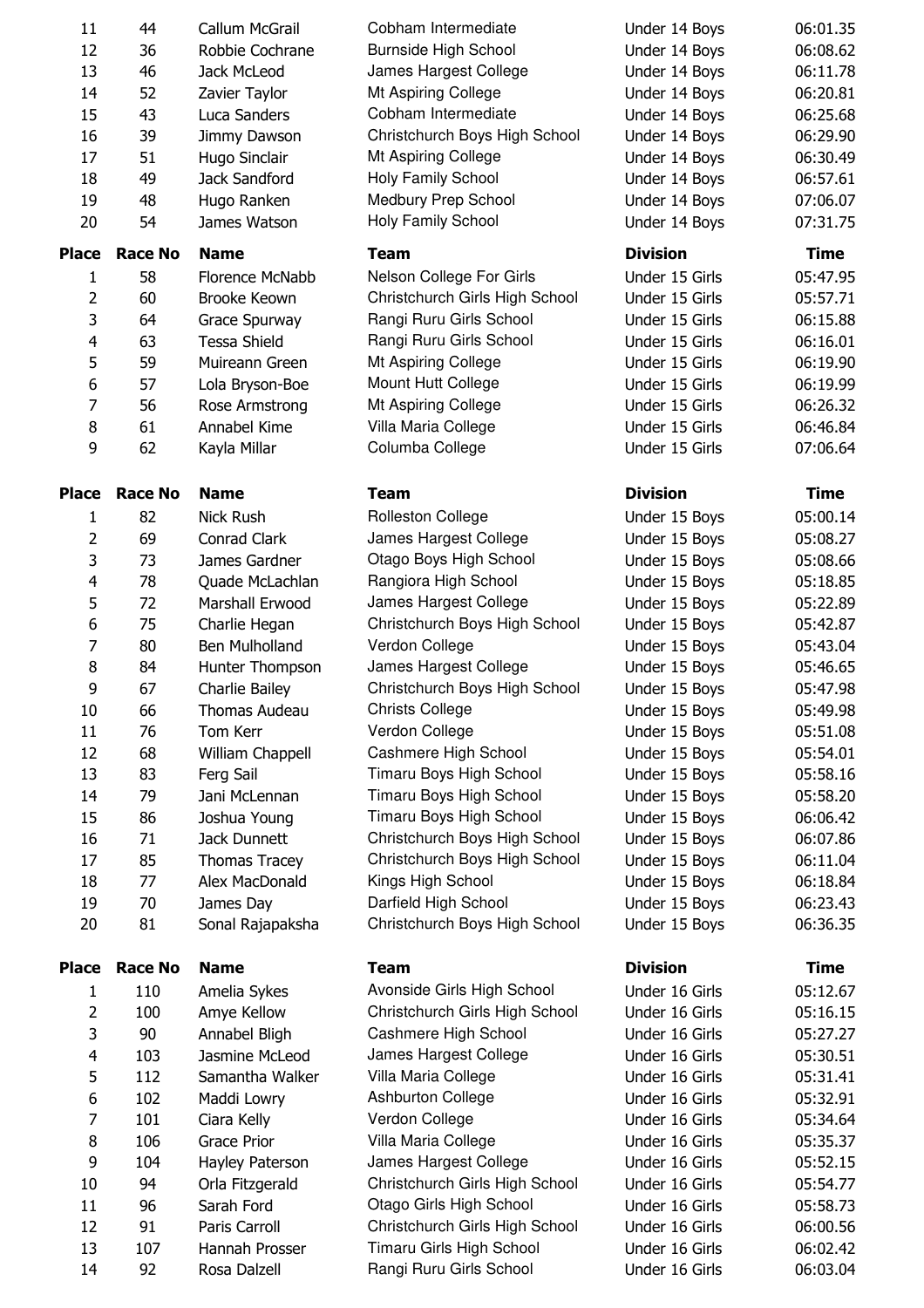| Place | Race No | Name | Team | Division | Time |
|---|---|---|---|---|---|
| 11 | 44 | Callum McGrail | Cobham Intermediate | Under 14 Boys | 06:01.35 |
| 12 | 36 | Robbie Cochrane | Burnside High School | Under 14 Boys | 06:08.62 |
| 13 | 46 | Jack McLeod | James Hargest College | Under 14 Boys | 06:11.78 |
| 14 | 52 | Zavier Taylor | Mt Aspiring College | Under 14 Boys | 06:20.81 |
| 15 | 43 | Luca Sanders | Cobham Intermediate | Under 14 Boys | 06:25.68 |
| 16 | 39 | Jimmy Dawson | Christchurch Boys High School | Under 14 Boys | 06:29.90 |
| 17 | 51 | Hugo Sinclair | Mt Aspiring College | Under 14 Boys | 06:30.49 |
| 18 | 49 | Jack Sandford | Holy Family School | Under 14 Boys | 06:57.61 |
| 19 | 48 | Hugo Ranken | Medbury Prep School | Under 14 Boys | 07:06.07 |
| 20 | 54 | James Watson | Holy Family School | Under 14 Boys | 07:31.75 |

| Place | Race No | Name | Team | Division | Time |
|---|---|---|---|---|---|
| 1 | 58 | Florence McNabb | Nelson College For Girls | Under 15 Girls | 05:47.95 |
| 2 | 60 | Brooke Keown | Christchurch Girls High School | Under 15 Girls | 05:57.71 |
| 3 | 64 | Grace Spurway | Rangi Ruru Girls School | Under 15 Girls | 06:15.88 |
| 4 | 63 | Tessa Shield | Rangi Ruru Girls School | Under 15 Girls | 06:16.01 |
| 5 | 59 | Muireann Green | Mt Aspiring College | Under 15 Girls | 06:19.90 |
| 6 | 57 | Lola Bryson-Boe | Mount Hutt College | Under 15 Girls | 06:19.99 |
| 7 | 56 | Rose Armstrong | Mt Aspiring College | Under 15 Girls | 06:26.32 |
| 8 | 61 | Annabel Kime | Villa Maria College | Under 15 Girls | 06:46.84 |
| 9 | 62 | Kayla Millar | Columba College | Under 15 Girls | 07:06.64 |

| Place | Race No | Name | Team | Division | Time |
|---|---|---|---|---|---|
| 1 | 82 | Nick Rush | Rolleston College | Under 15 Boys | 05:00.14 |
| 2 | 69 | Conrad Clark | James Hargest College | Under 15 Boys | 05:08.27 |
| 3 | 73 | James Gardner | Otago Boys High School | Under 15 Boys | 05:08.66 |
| 4 | 78 | Quade McLachlan | Rangiora High School | Under 15 Boys | 05:18.85 |
| 5 | 72 | Marshall Erwood | James Hargest College | Under 15 Boys | 05:22.89 |
| 6 | 75 | Charlie Hegan | Christchurch Boys High School | Under 15 Boys | 05:42.87 |
| 7 | 80 | Ben Mulholland | Verdon College | Under 15 Boys | 05:43.04 |
| 8 | 84 | Hunter Thompson | James Hargest College | Under 15 Boys | 05:46.65 |
| 9 | 67 | Charlie Bailey | Christchurch Boys High School | Under 15 Boys | 05:47.98 |
| 10 | 66 | Thomas Audeau | Christs College | Under 15 Boys | 05:49.98 |
| 11 | 76 | Tom Kerr | Verdon College | Under 15 Boys | 05:51.08 |
| 12 | 68 | William Chappell | Cashmere High School | Under 15 Boys | 05:54.01 |
| 13 | 83 | Ferg Sail | Timaru Boys High School | Under 15 Boys | 05:58.16 |
| 14 | 79 | Jani McLennan | Timaru Boys High School | Under 15 Boys | 05:58.20 |
| 15 | 86 | Joshua Young | Timaru Boys High School | Under 15 Boys | 06:06.42 |
| 16 | 71 | Jack Dunnett | Christchurch Boys High School | Under 15 Boys | 06:07.86 |
| 17 | 85 | Thomas Tracey | Christchurch Boys High School | Under 15 Boys | 06:11.04 |
| 18 | 77 | Alex MacDonald | Kings High School | Under 15 Boys | 06:18.84 |
| 19 | 70 | James Day | Darfield High School | Under 15 Boys | 06:23.43 |
| 20 | 81 | Sonal Rajapaksha | Christchurch Boys High School | Under 15 Boys | 06:36.35 |

| Place | Race No | Name | Team | Division | Time |
|---|---|---|---|---|---|
| 1 | 110 | Amelia Sykes | Avonside Girls High School | Under 16 Girls | 05:12.67 |
| 2 | 100 | Amye Kellow | Christchurch Girls High School | Under 16 Girls | 05:16.15 |
| 3 | 90 | Annabel Bligh | Cashmere High School | Under 16 Girls | 05:27.27 |
| 4 | 103 | Jasmine McLeod | James Hargest College | Under 16 Girls | 05:30.51 |
| 5 | 112 | Samantha Walker | Villa Maria College | Under 16 Girls | 05:31.41 |
| 6 | 102 | Maddi Lowry | Ashburton College | Under 16 Girls | 05:32.91 |
| 7 | 101 | Ciara Kelly | Verdon College | Under 16 Girls | 05:34.64 |
| 8 | 106 | Grace Prior | Villa Maria College | Under 16 Girls | 05:35.37 |
| 9 | 104 | Hayley Paterson | James Hargest College | Under 16 Girls | 05:52.15 |
| 10 | 94 | Orla Fitzgerald | Christchurch Girls High School | Under 16 Girls | 05:54.77 |
| 11 | 96 | Sarah Ford | Otago Girls High School | Under 16 Girls | 05:58.73 |
| 12 | 91 | Paris Carroll | Christchurch Girls High School | Under 16 Girls | 06:00.56 |
| 13 | 107 | Hannah Prosser | Timaru Girls High School | Under 16 Girls | 06:02.42 |
| 14 | 92 | Rosa Dalzell | Rangi Ruru Girls School | Under 16 Girls | 06:03.04 |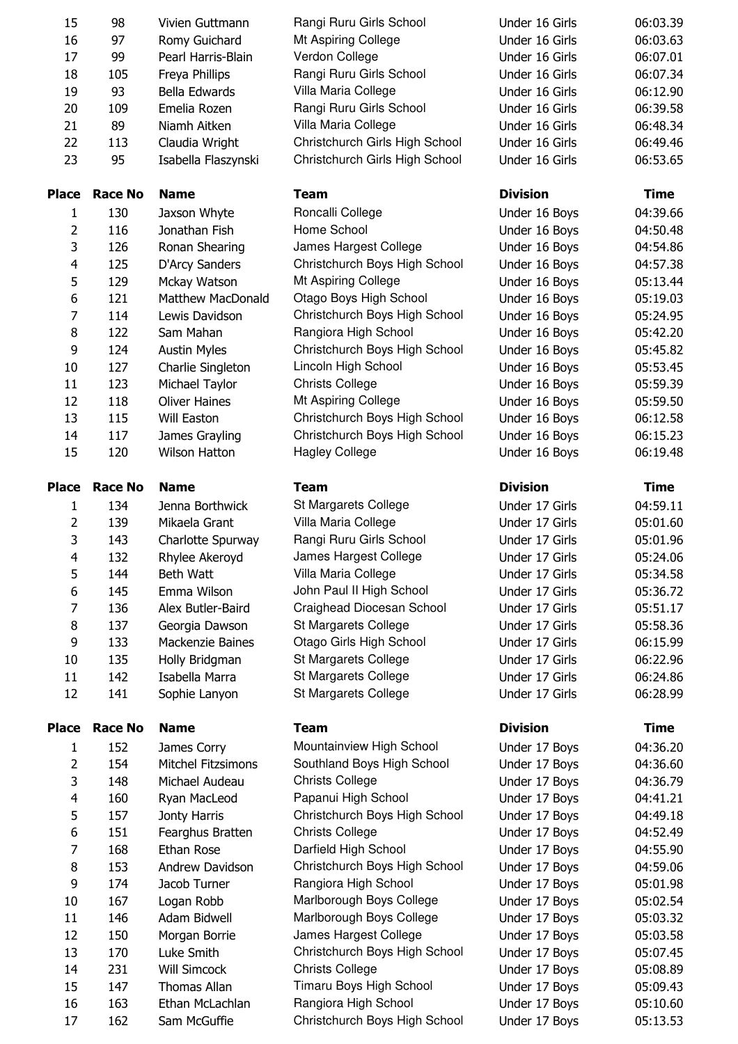| Place | Race No | Name | Team | Division | Time |
|---|---|---|---|---|---|
| 15 | 98 | Vivien Guttmann | Rangi Ruru Girls School | Under 16 Girls | 06:03.39 |
| 16 | 97 | Romy Guichard | Mt Aspiring College | Under 16 Girls | 06:03.63 |
| 17 | 99 | Pearl Harris-Blain | Verdon College | Under 16 Girls | 06:07.01 |
| 18 | 105 | Freya Phillips | Rangi Ruru Girls School | Under 16 Girls | 06:07.34 |
| 19 | 93 | Bella Edwards | Villa Maria College | Under 16 Girls | 06:12.90 |
| 20 | 109 | Emelia Rozen | Rangi Ruru Girls School | Under 16 Girls | 06:39.58 |
| 21 | 89 | Niamh Aitken | Villa Maria College | Under 16 Girls | 06:48.34 |
| 22 | 113 | Claudia Wright | Christchurch Girls High School | Under 16 Girls | 06:49.46 |
| 23 | 95 | Isabella Flaszynski | Christchurch Girls High School | Under 16 Girls | 06:53.65 |

| Place | Race No | Name | Team | Division | Time |
|---|---|---|---|---|---|
| 1 | 130 | Jaxson Whyte | Roncalli College | Under 16 Boys | 04:39.66 |
| 2 | 116 | Jonathan Fish | Home School | Under 16 Boys | 04:50.48 |
| 3 | 126 | Ronan Shearing | James Hargest College | Under 16 Boys | 04:54.86 |
| 4 | 125 | D'Arcy Sanders | Christchurch Boys High School | Under 16 Boys | 04:57.38 |
| 5 | 129 | Mckay Watson | Mt Aspiring College | Under 16 Boys | 05:13.44 |
| 6 | 121 | Matthew MacDonald | Otago Boys High School | Under 16 Boys | 05:19.03 |
| 7 | 114 | Lewis Davidson | Christchurch Boys High School | Under 16 Boys | 05:24.95 |
| 8 | 122 | Sam Mahan | Rangiora High School | Under 16 Boys | 05:42.20 |
| 9 | 124 | Austin Myles | Christchurch Boys High School | Under 16 Boys | 05:45.82 |
| 10 | 127 | Charlie Singleton | Lincoln High School | Under 16 Boys | 05:53.45 |
| 11 | 123 | Michael Taylor | Christs College | Under 16 Boys | 05:59.39 |
| 12 | 118 | Oliver Haines | Mt Aspiring College | Under 16 Boys | 05:59.50 |
| 13 | 115 | Will Easton | Christchurch Boys High School | Under 16 Boys | 06:12.58 |
| 14 | 117 | James Grayling | Christchurch Boys High School | Under 16 Boys | 06:15.23 |
| 15 | 120 | Wilson Hatton | Hagley College | Under 16 Boys | 06:19.48 |

| Place | Race No | Name | Team | Division | Time |
|---|---|---|---|---|---|
| 1 | 134 | Jenna Borthwick | St Margarets College | Under 17 Girls | 04:59.11 |
| 2 | 139 | Mikaela Grant | Villa Maria College | Under 17 Girls | 05:01.60 |
| 3 | 143 | Charlotte Spurway | Rangi Ruru Girls School | Under 17 Girls | 05:01.96 |
| 4 | 132 | Rhylee Akeroyd | James Hargest College | Under 17 Girls | 05:24.06 |
| 5 | 144 | Beth Watt | Villa Maria College | Under 17 Girls | 05:34.58 |
| 6 | 145 | Emma Wilson | John Paul II High School | Under 17 Girls | 05:36.72 |
| 7 | 136 | Alex Butler-Baird | Craighead Diocesan School | Under 17 Girls | 05:51.17 |
| 8 | 137 | Georgia Dawson | St Margarets College | Under 17 Girls | 05:58.36 |
| 9 | 133 | Mackenzie Baines | Otago Girls High School | Under 17 Girls | 06:15.99 |
| 10 | 135 | Holly Bridgman | St Margarets College | Under 17 Girls | 06:22.96 |
| 11 | 142 | Isabella Marra | St Margarets College | Under 17 Girls | 06:24.86 |
| 12 | 141 | Sophie Lanyon | St Margarets College | Under 17 Girls | 06:28.99 |

| Place | Race No | Name | Team | Division | Time |
|---|---|---|---|---|---|
| 1 | 152 | James Corry | Mountainview High School | Under 17 Boys | 04:36.20 |
| 2 | 154 | Mitchel Fitzsimons | Southland Boys High School | Under 17 Boys | 04:36.60 |
| 3 | 148 | Michael Audeau | Christs College | Under 17 Boys | 04:36.79 |
| 4 | 160 | Ryan MacLeod | Papanui High School | Under 17 Boys | 04:41.21 |
| 5 | 157 | Jonty Harris | Christchurch Boys High School | Under 17 Boys | 04:49.18 |
| 6 | 151 | Fearghus Bratten | Christs College | Under 17 Boys | 04:52.49 |
| 7 | 168 | Ethan Rose | Darfield High School | Under 17 Boys | 04:55.90 |
| 8 | 153 | Andrew Davidson | Christchurch Boys High School | Under 17 Boys | 04:59.06 |
| 9 | 174 | Jacob Turner | Rangiora High School | Under 17 Boys | 05:01.98 |
| 10 | 167 | Logan Robb | Marlborough Boys College | Under 17 Boys | 05:02.54 |
| 11 | 146 | Adam Bidwell | Marlborough Boys College | Under 17 Boys | 05:03.32 |
| 12 | 150 | Morgan Borrie | James Hargest College | Under 17 Boys | 05:03.58 |
| 13 | 170 | Luke Smith | Christchurch Boys High School | Under 17 Boys | 05:07.45 |
| 14 | 231 | Will Simcock | Christs College | Under 17 Boys | 05:08.89 |
| 15 | 147 | Thomas Allan | Timaru Boys High School | Under 17 Boys | 05:09.43 |
| 16 | 163 | Ethan McLachlan | Rangiora High School | Under 17 Boys | 05:10.60 |
| 17 | 162 | Sam McGuffie | Christchurch Boys High School | Under 17 Boys | 05:13.53 |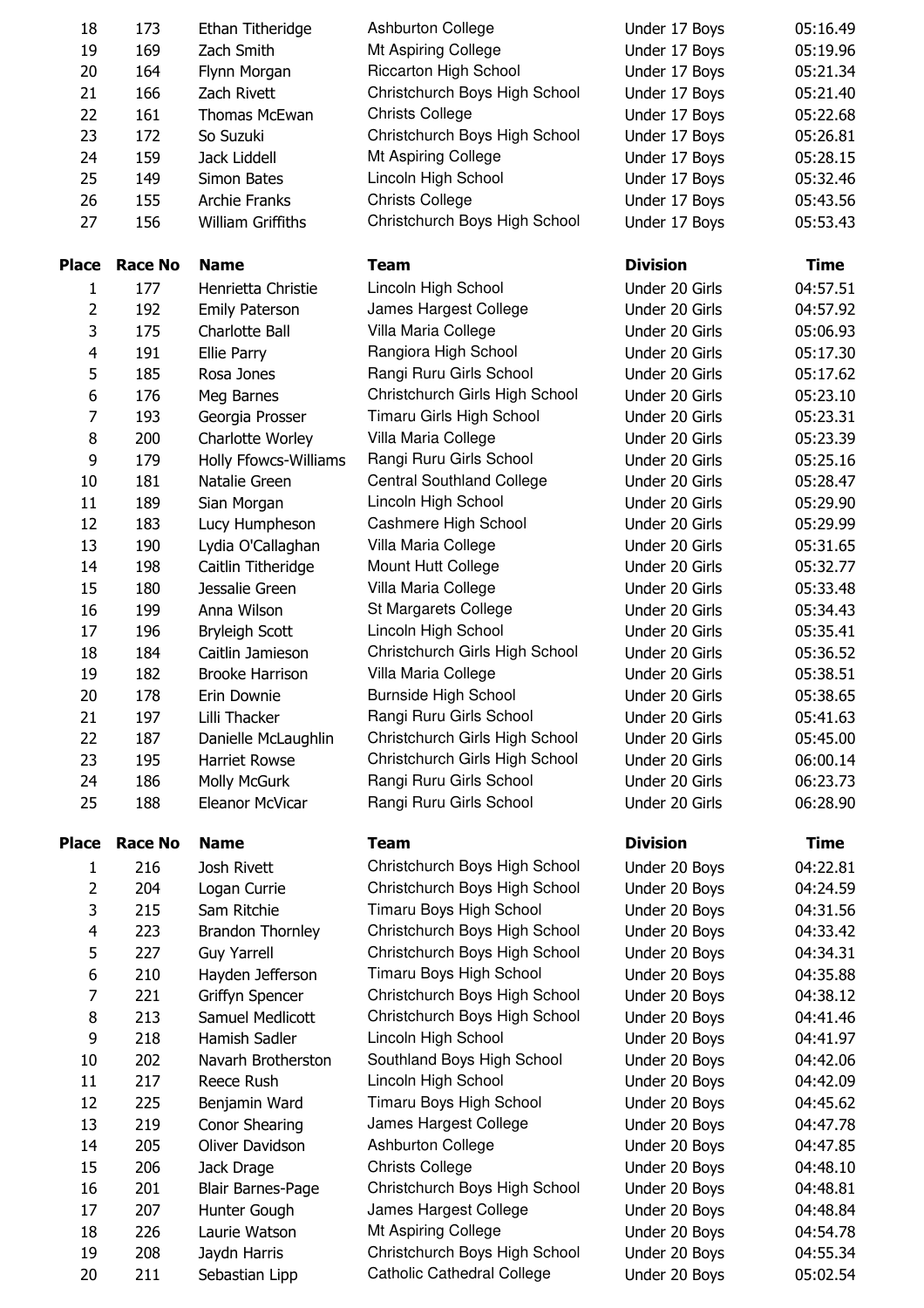| Place | Race No | Name | Team | Division | Time |
|---|---|---|---|---|---|
| 18 | 173 | Ethan Titheridge | Ashburton College | Under 17 Boys | 05:16.49 |
| 19 | 169 | Zach Smith | Mt Aspiring College | Under 17 Boys | 05:19.96 |
| 20 | 164 | Flynn Morgan | Riccarton High School | Under 17 Boys | 05:21.34 |
| 21 | 166 | Zach Rivett | Christchurch Boys High School | Under 17 Boys | 05:21.40 |
| 22 | 161 | Thomas McEwan | Christs College | Under 17 Boys | 05:22.68 |
| 23 | 172 | So Suzuki | Christchurch Boys High School | Under 17 Boys | 05:26.81 |
| 24 | 159 | Jack Liddell | Mt Aspiring College | Under 17 Boys | 05:28.15 |
| 25 | 149 | Simon Bates | Lincoln High School | Under 17 Boys | 05:32.46 |
| 26 | 155 | Archie Franks | Christs College | Under 17 Boys | 05:43.56 |
| 27 | 156 | William Griffiths | Christchurch Boys High School | Under 17 Boys | 05:53.43 |

| Place | Race No | Name | Team | Division | Time |
|---|---|---|---|---|---|
| 1 | 177 | Henrietta Christie | Lincoln High School | Under 20 Girls | 04:57.51 |
| 2 | 192 | Emily Paterson | James Hargest College | Under 20 Girls | 04:57.92 |
| 3 | 175 | Charlotte Ball | Villa Maria College | Under 20 Girls | 05:06.93 |
| 4 | 191 | Ellie Parry | Rangiora High School | Under 20 Girls | 05:17.30 |
| 5 | 185 | Rosa Jones | Rangi Ruru Girls School | Under 20 Girls | 05:17.62 |
| 6 | 176 | Meg Barnes | Christchurch Girls High School | Under 20 Girls | 05:23.10 |
| 7 | 193 | Georgia Prosser | Timaru Girls High School | Under 20 Girls | 05:23.31 |
| 8 | 200 | Charlotte Worley | Villa Maria College | Under 20 Girls | 05:23.39 |
| 9 | 179 | Holly Ffowcs-Williams | Rangi Ruru Girls School | Under 20 Girls | 05:25.16 |
| 10 | 181 | Natalie Green | Central Southland College | Under 20 Girls | 05:28.47 |
| 11 | 189 | Sian Morgan | Lincoln High School | Under 20 Girls | 05:29.90 |
| 12 | 183 | Lucy Humpheson | Cashmere High School | Under 20 Girls | 05:29.99 |
| 13 | 190 | Lydia O'Callaghan | Villa Maria College | Under 20 Girls | 05:31.65 |
| 14 | 198 | Caitlin Titheridge | Mount Hutt College | Under 20 Girls | 05:32.77 |
| 15 | 180 | Jessalie Green | Villa Maria College | Under 20 Girls | 05:33.48 |
| 16 | 199 | Anna Wilson | St Margarets College | Under 20 Girls | 05:34.43 |
| 17 | 196 | Bryleigh Scott | Lincoln High School | Under 20 Girls | 05:35.41 |
| 18 | 184 | Caitlin Jamieson | Christchurch Girls High School | Under 20 Girls | 05:36.52 |
| 19 | 182 | Brooke Harrison | Villa Maria College | Under 20 Girls | 05:38.51 |
| 20 | 178 | Erin Downie | Burnside High School | Under 20 Girls | 05:38.65 |
| 21 | 197 | Lilli Thacker | Rangi Ruru Girls School | Under 20 Girls | 05:41.63 |
| 22 | 187 | Danielle McLaughlin | Christchurch Girls High School | Under 20 Girls | 05:45.00 |
| 23 | 195 | Harriet Rowse | Christchurch Girls High School | Under 20 Girls | 06:00.14 |
| 24 | 186 | Molly McGurk | Rangi Ruru Girls School | Under 20 Girls | 06:23.73 |
| 25 | 188 | Eleanor McVicar | Rangi Ruru Girls School | Under 20 Girls | 06:28.90 |

| Place | Race No | Name | Team | Division | Time |
|---|---|---|---|---|---|
| 1 | 216 | Josh Rivett | Christchurch Boys High School | Under 20 Boys | 04:22.81 |
| 2 | 204 | Logan Currie | Christchurch Boys High School | Under 20 Boys | 04:24.59 |
| 3 | 215 | Sam Ritchie | Timaru Boys High School | Under 20 Boys | 04:31.56 |
| 4 | 223 | Brandon Thornley | Christchurch Boys High School | Under 20 Boys | 04:33.42 |
| 5 | 227 | Guy Yarrell | Christchurch Boys High School | Under 20 Boys | 04:34.31 |
| 6 | 210 | Hayden Jefferson | Timaru Boys High School | Under 20 Boys | 04:35.88 |
| 7 | 221 | Griffyn Spencer | Christchurch Boys High School | Under 20 Boys | 04:38.12 |
| 8 | 213 | Samuel Medlicott | Christchurch Boys High School | Under 20 Boys | 04:41.46 |
| 9 | 218 | Hamish Sadler | Lincoln High School | Under 20 Boys | 04:41.97 |
| 10 | 202 | Navarh Brotherston | Southland Boys High School | Under 20 Boys | 04:42.06 |
| 11 | 217 | Reece Rush | Lincoln High School | Under 20 Boys | 04:42.09 |
| 12 | 225 | Benjamin Ward | Timaru Boys High School | Under 20 Boys | 04:45.62 |
| 13 | 219 | Conor Shearing | James Hargest College | Under 20 Boys | 04:47.78 |
| 14 | 205 | Oliver Davidson | Ashburton College | Under 20 Boys | 04:47.85 |
| 15 | 206 | Jack Drage | Christs College | Under 20 Boys | 04:48.10 |
| 16 | 201 | Blair Barnes-Page | Christchurch Boys High School | Under 20 Boys | 04:48.81 |
| 17 | 207 | Hunter Gough | James Hargest College | Under 20 Boys | 04:48.84 |
| 18 | 226 | Laurie Watson | Mt Aspiring College | Under 20 Boys | 04:54.78 |
| 19 | 208 | Jaydn Harris | Christchurch Boys High School | Under 20 Boys | 04:55.34 |
| 20 | 211 | Sebastian Lipp | Catholic Cathedral College | Under 20 Boys | 05:02.54 |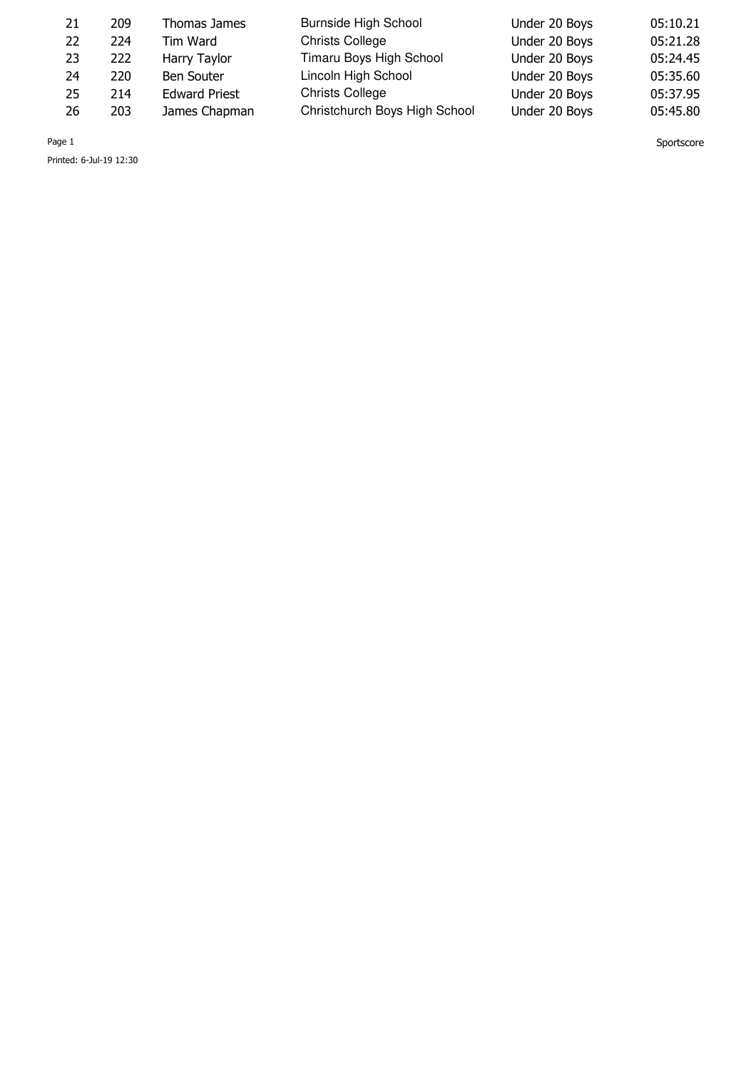| | | | | | |
|---|---|---|---|---|---|
| 21 | 209 | Thomas James | Burnside High School | Under 20 Boys | 05:10.21 |
| 22 | 224 | Tim Ward | Christs College | Under 20 Boys | 05:21.28 |
| 23 | 222 | Harry Taylor | Timaru Boys High School | Under 20 Boys | 05:24.45 |
| 24 | 220 | Ben Souter | Lincoln High School | Under 20 Boys | 05:35.60 |
| 25 | 214 | Edward Priest | Christs College | Under 20 Boys | 05:37.95 |
| 26 | 203 | James Chapman | Christchurch Boys High School | Under 20 Boys | 05:45.80 |

Printed: 6-Jul-19 12:30